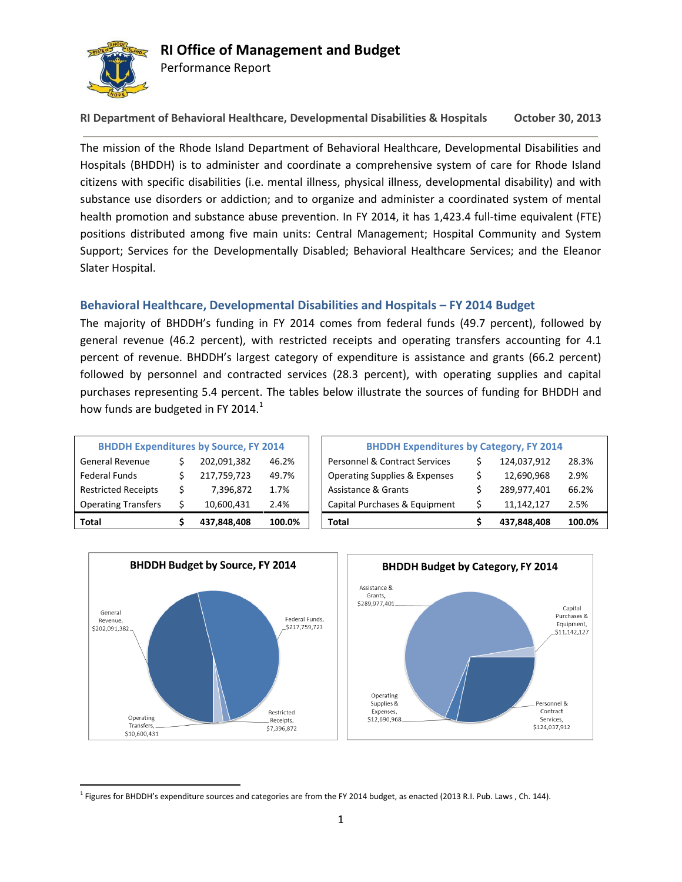# RI Office of Management and Budget

Performance Report

**RI Department of Behavioral Healthcare, Developmental Disabilities & Hospitals** **October 30, 2013**

The mission of the Rhode Island Department of Behavioral Healthcare, Developmental Disabilities and Hospitals (BHDDH) is to administer and coordinate a comprehensive system of care for Rhode Island citizens with specific disabilities (i.e. mental illness, physical illness, developmental disability) and with substance use disorders or addiction; and to organize and administer a coordinated system of mental health promotion and substance abuse prevention. In FY 2014, it has 1,423.4 full-time equivalent (FTE) positions distributed among five main units: Central Management; Hospital Community and System Support; Services for the Developmentally Disabled; Behavioral Healthcare Services; and the Eleanor Slater Hospital.

## Behavioral Healthcare, Developmental Disabilities and Hospitals – FY 2014 Budget

The majority of BHDDH's funding in FY 2014 comes from federal funds (49.7 percent), followed by general revenue (46.2 percent), with restricted receipts and operating transfers accounting for 4.1 percent of revenue. BHDDH's largest category of expenditure is assistance and grants (66.2 percent) followed by personnel and contracted services (28.3 percent), with operating supplies and capital purchases representing 5.4 percent. The tables below illustrate the sources of funding for BHDDH and how funds are budgeted in FY 2014.[1]

| BHDDH Expenditures by Source, FY 2014 | | | |
|---|---|---|---|
| General Revenue | $ | 202,091,382 | 46.2% |
| Federal Funds | $ | 217,759,723 | 49.7% |
| Restricted Receipts | $ | 7,396,872 | 1.7% |
| Operating Transfers | $ | 10,600,431 | 2.4% |
| **Total** | **$** | **437,848,408** | **100.0%** |

| BHDDH Expenditures by Category, FY 2014 | | | |
|---|---|---|---|
| Personnel & Contract Services | $ | 124,037,912 | 28.3% |
| Operating Supplies & Expenses | $ | 12,690,968 | 2.9% |
| Assistance & Grants | $ | 289,977,401 | 66.2% |
| Capital Purchases & Equipment | $ | 11,142,127 | 2.5% |
| **Total** | **$** | **437,848,408** | **100.0%** |

**BHDDH Budget by Source, FY 2014**

General Revenue, $202,091,382; Federal Funds, $217,759,723; Restricted Receipts, $7,396,872; Operating Transfers, $10,600,431

**BHDDH Budget by Category, FY 2014**

Assistance & Grants, $289,977,401; Capital Purchases & Equipment, $11,142,127; Personnel & Contract Services, $124,037,912; Operating Supplies & Expenses, $12,690,968

---

[1] Figures for BHDDH's expenditure sources and categories are from the FY 2014 budget, as enacted (2013 R.I. Pub. Laws , Ch. 144).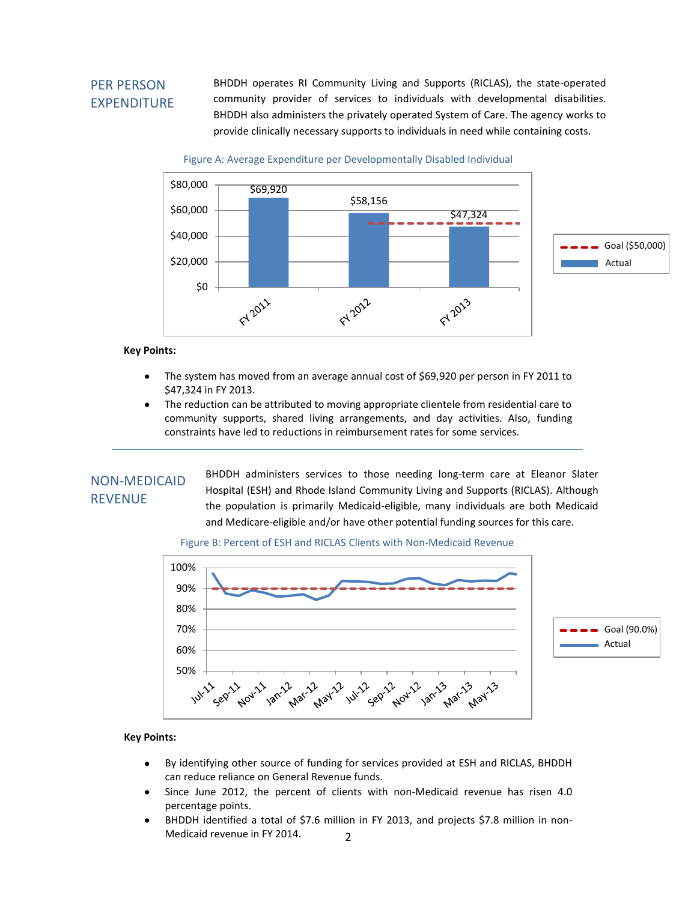## PER PERSON EXPENDITURE

BHDDH operates RI Community Living and Supports (RICLAS), the state-operated community provider of services to individuals with developmental disabilities. BHDDH also administers the privately operated System of Care. The agency works to provide clinically necessary supports to individuals in need while containing costs.

Figure A: Average Expenditure per Developmentally Disabled Individual

| | Actual | Goal ($50,000) |
|---|---|---|
| FY 2011 | $69,920 | |
| FY 2012 | $58,156 | $50,000 |
| FY 2013 | $47,324 | $50,000 |

**Key Points:**

- The system has moved from an average annual cost of $69,920 per person in FY 2011 to $47,324 in FY 2013.
- The reduction can be attributed to moving appropriate clientele from residential care to community supports, shared living arrangements, and day activities. Also, funding constraints have led to reductions in reimbursement rates for some services.

---

## NON-MEDICAID REVENUE

BHDDH administers services to those needing long-term care at Eleanor Slater Hospital (ESH) and Rhode Island Community Living and Supports (RICLAS). Although the population is primarily Medicaid-eligible, many individuals are both Medicaid and Medicare-eligible and/or have other potential funding sources for this care.

Figure B: Percent of ESH and RICLAS Clients with Non-Medicaid Revenue

Goal (90.0%) — Actual

**Key Points:**

- By identifying other source of funding for services provided at ESH and RICLAS, BHDDH can reduce reliance on General Revenue funds.
- Since June 2012, the percent of clients with non-Medicaid revenue has risen 4.0 percentage points.
- BHDDH identified a total of $7.6 million in FY 2013, and projects $7.8 million in non-Medicaid revenue in FY 2014.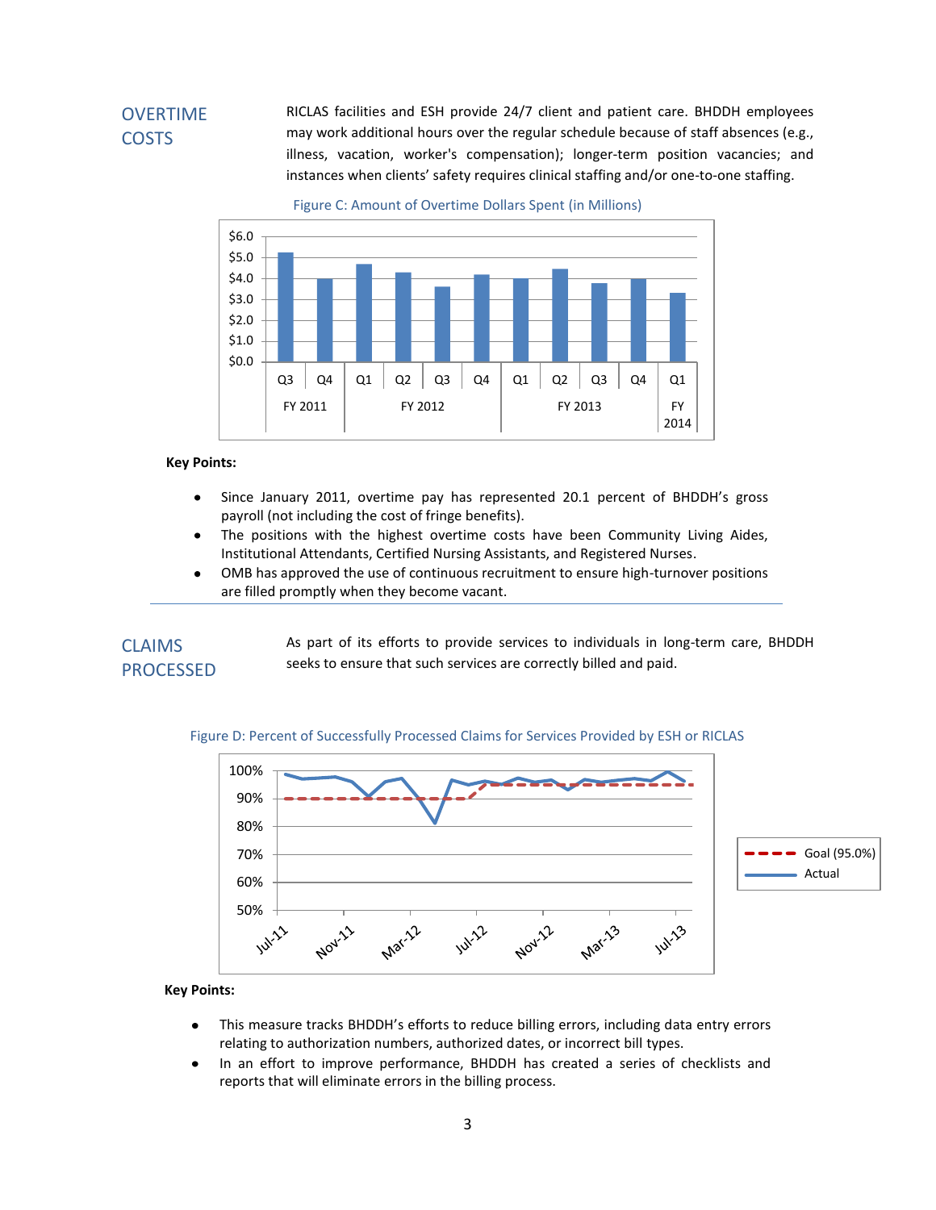## OVERTIME COSTS

RICLAS facilities and ESH provide 24/7 client and patient care. BHDDH employees may work additional hours over the regular schedule because of staff absences (e.g., illness, vacation, worker's compensation); longer-term position vacancies; and instances when clients' safety requires clinical staffing and/or one-to-one staffing.

Figure C: Amount of Overtime Dollars Spent (in Millions)

**Key Points:**

- Since January 2011, overtime pay has represented 20.1 percent of BHDDH's gross payroll (not including the cost of fringe benefits).
- The positions with the highest overtime costs have been Community Living Aides, Institutional Attendants, Certified Nursing Assistants, and Registered Nurses.
- OMB has approved the use of continuous recruitment to ensure high-turnover positions are filled promptly when they become vacant.

## CLAIMS PROCESSED

As part of its efforts to provide services to individuals in long-term care, BHDDH seeks to ensure that such services are correctly billed and paid.

Figure D: Percent of Successfully Processed Claims for Services Provided by ESH or RICLAS

**Key Points:**

- This measure tracks BHDDH's efforts to reduce billing errors, including data entry errors relating to authorization numbers, authorized dates, or incorrect bill types.
- In an effort to improve performance, BHDDH has created a series of checklists and reports that will eliminate errors in the billing process.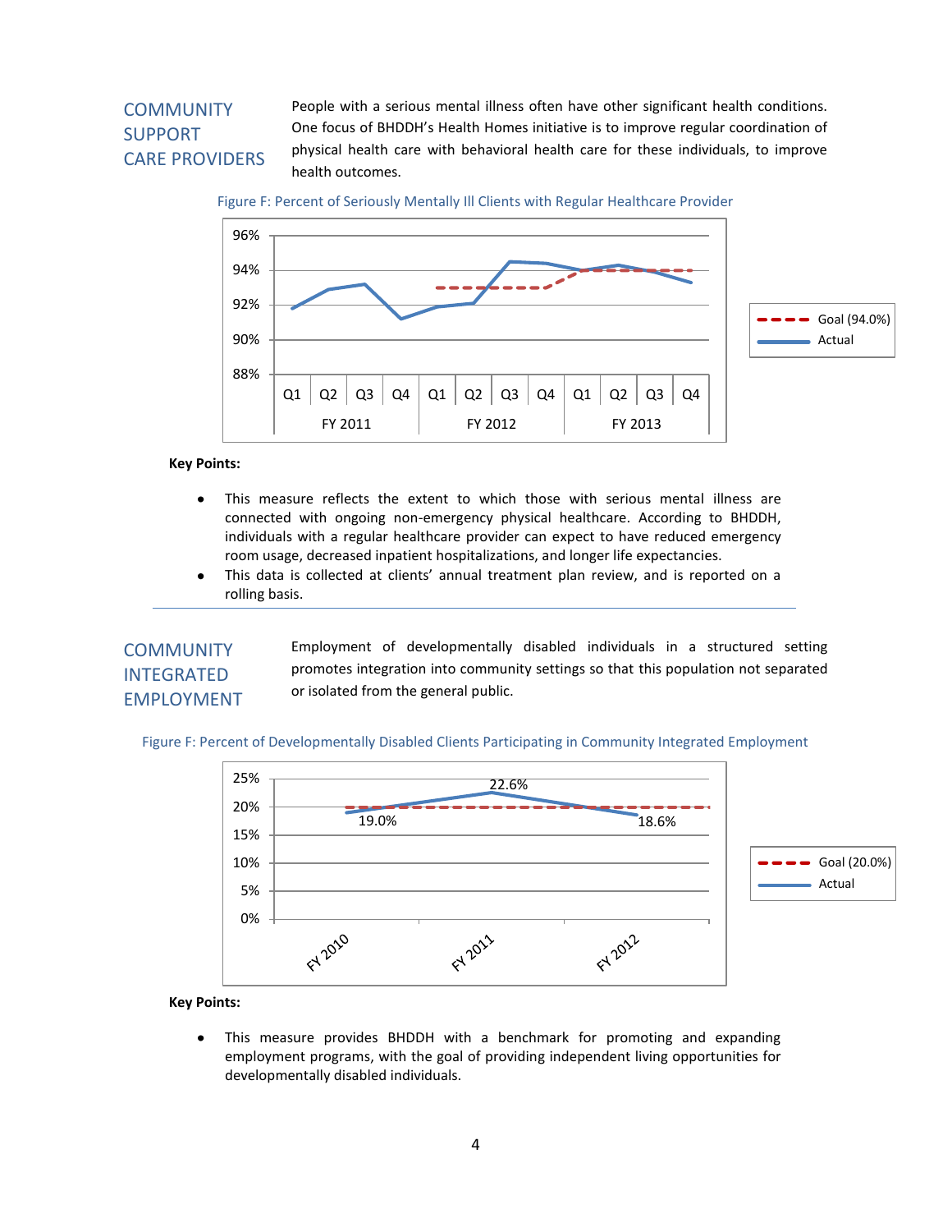## COMMUNITY SUPPORT CARE PROVIDERS

People with a serious mental illness often have other significant health conditions. One focus of BHDDH's Health Homes initiative is to improve regular coordination of physical health care with behavioral health care for these individuals, to improve health outcomes.

Figure F: Percent of Seriously Mentally Ill Clients with Regular Healthcare Provider

**Key Points:**

- This measure reflects the extent to which those with serious mental illness are connected with ongoing non-emergency physical healthcare. According to BHDDH, individuals with a regular healthcare provider can expect to have reduced emergency room usage, decreased inpatient hospitalizations, and longer life expectancies.
- This data is collected at clients' annual treatment plan review, and is reported on a rolling basis.

---

## COMMUNITY INTEGRATED EMPLOYMENT

Employment of developmentally disabled individuals in a structured setting promotes integration into community settings so that this population not separated or isolated from the general public.

Figure F: Percent of Developmentally Disabled Clients Participating in Community Integrated Employment

**Key Points:**

- This measure provides BHDDH with a benchmark for promoting and expanding employment programs, with the goal of providing independent living opportunities for developmentally disabled individuals.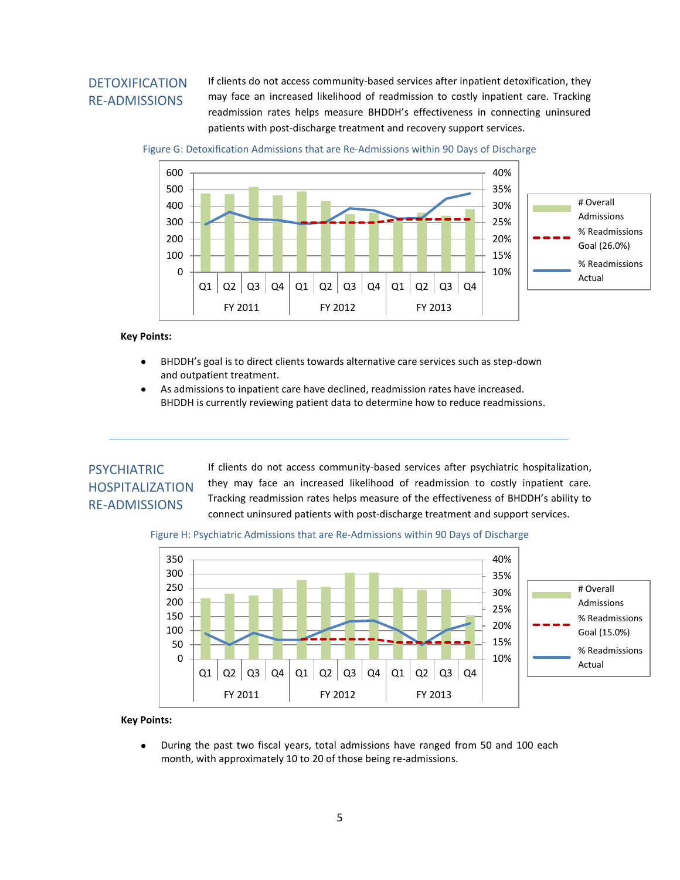## DETOXIFICATION RE-ADMISSIONS

If clients do not access community-based services after inpatient detoxification, they may face an increased likelihood of readmission to costly inpatient care. Tracking readmission rates helps measure BHDDH's effectiveness in connecting uninsured patients with post-discharge treatment and recovery support services.

Figure G: Detoxification Admissions that are Re-Admissions within 90 Days of Discharge

**Key Points:**

- BHDDH's goal is to direct clients towards alternative care services such as step-down and outpatient treatment.
- As admissions to inpatient care have declined, readmission rates have increased. BHDDH is currently reviewing patient data to determine how to reduce readmissions.

---

## PSYCHIATRIC HOSPITALIZATION RE-ADMISSIONS

If clients do not access community-based services after psychiatric hospitalization, they may face an increased likelihood of readmission to costly inpatient care. Tracking readmission rates helps measure of the effectiveness of BHDDH's ability to connect uninsured patients with post-discharge treatment and support services.

Figure H: Psychiatric Admissions that are Re-Admissions within 90 Days of Discharge

**Key Points:**

- During the past two fiscal years, total admissions have ranged from 50 and 100 each month, with approximately 10 to 20 of those being re-admissions.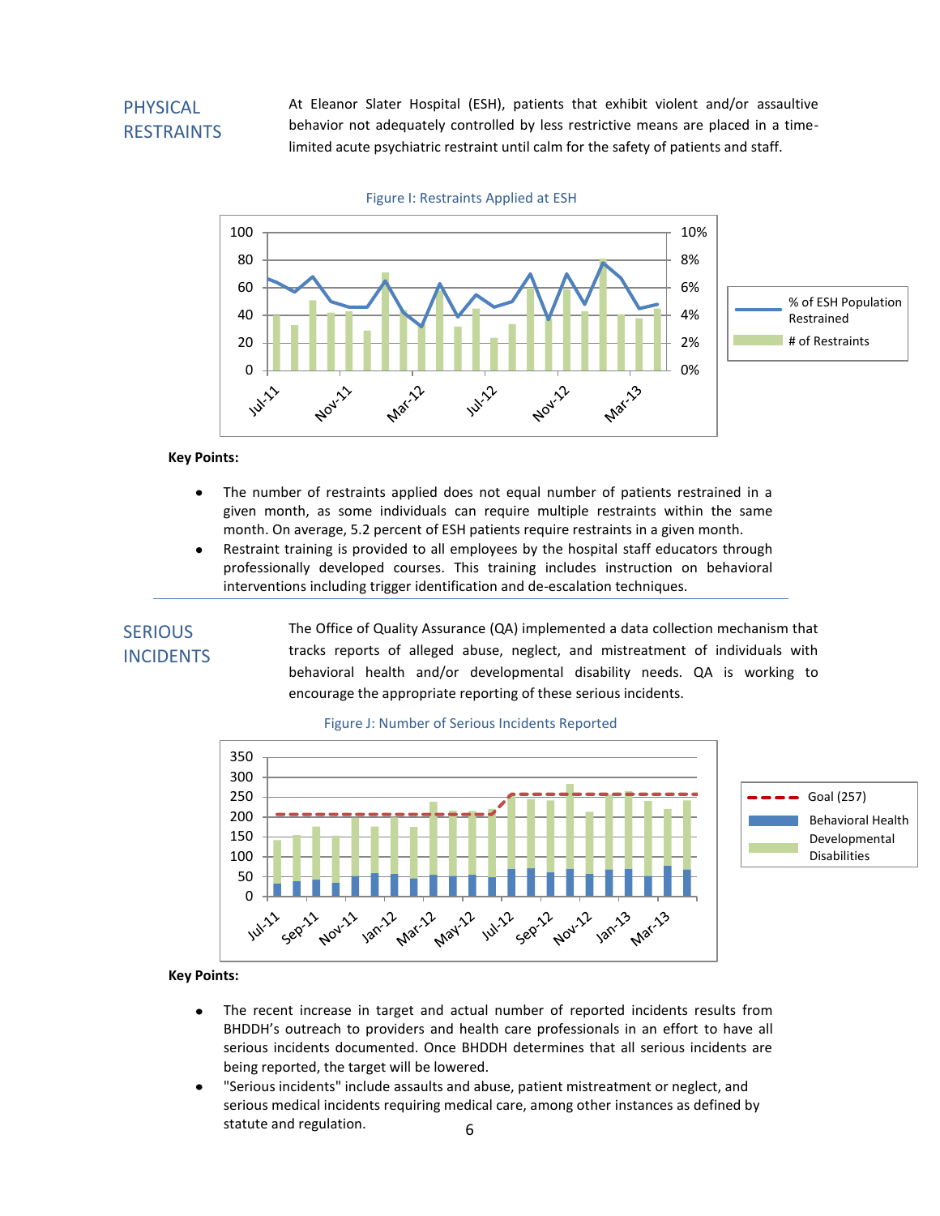## PHYSICAL RESTRAINTS

At Eleanor Slater Hospital (ESH), patients that exhibit violent and/or assaultive behavior not adequately controlled by less restrictive means are placed in a time-limited acute psychiatric restraint until calm for the safety of patients and staff.

Figure I: Restraints Applied at ESH

**Key Points:**

- The number of restraints applied does not equal number of patients restrained in a given month, as some individuals can require multiple restraints within the same month. On average, 5.2 percent of ESH patients require restraints in a given month.
- Restraint training is provided to all employees by the hospital staff educators through professionally developed courses. This training includes instruction on behavioral interventions including trigger identification and de-escalation techniques.

## SERIOUS INCIDENTS

The Office of Quality Assurance (QA) implemented a data collection mechanism that tracks reports of alleged abuse, neglect, and mistreatment of individuals with behavioral health and/or developmental disability needs. QA is working to encourage the appropriate reporting of these serious incidents.

Figure J: Number of Serious Incidents Reported

**Key Points:**

- The recent increase in target and actual number of reported incidents results from BHDDH's outreach to providers and health care professionals in an effort to have all serious incidents documented. Once BHDDH determines that all serious incidents are being reported, the target will be lowered.
- "Serious incidents" include assaults and abuse, patient mistreatment or neglect, and serious medical incidents requiring medical care, among other instances as defined by statute and regulation.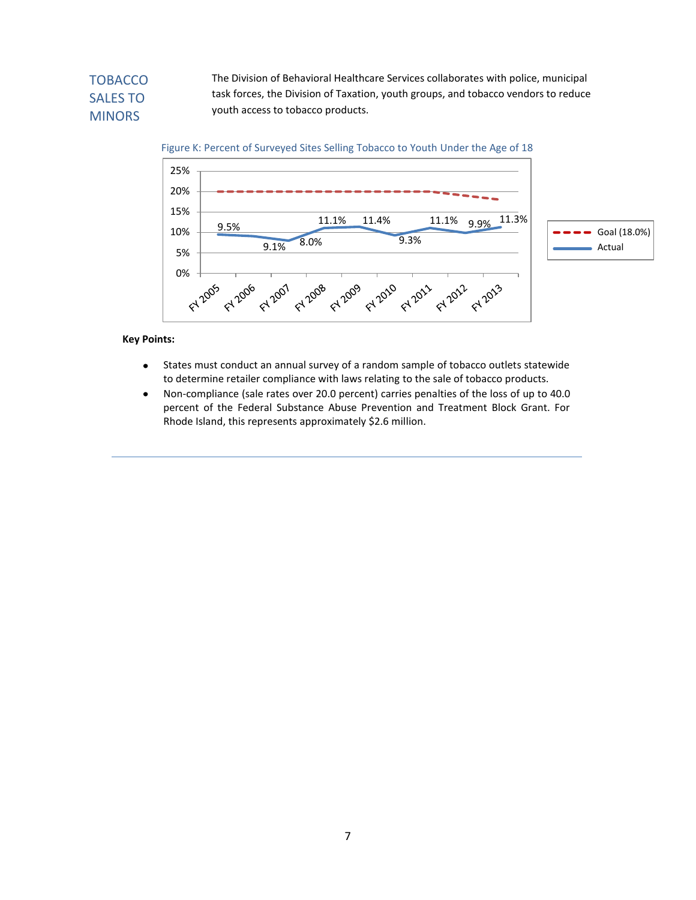## TOBACCO SALES TO MINORS

The Division of Behavioral Healthcare Services collaborates with police, municipal task forces, the Division of Taxation, youth groups, and tobacco vendors to reduce youth access to tobacco products.

Figure K: Percent of Surveyed Sites Selling Tobacco to Youth Under the Age of 18

25%
20%
15%
10%
5%
0%

9.5%
9.1%
8.0%
11.1%
11.4%
9.3%
11.1%
9.9%
11.3%

FY 2005
FY 2006
FY 2007
FY 2008
FY 2009
FY 2010
FY 2011
FY 2012
FY 2013

Goal (18.0%)
Actual

**Key Points:**

- States must conduct an annual survey of a random sample of tobacco outlets statewide to determine retailer compliance with laws relating to the sale of tobacco products.
- Non-compliance (sale rates over 20.0 percent) carries penalties of the loss of up to 40.0 percent of the Federal Substance Abuse Prevention and Treatment Block Grant. For Rhode Island, this represents approximately $2.6 million.